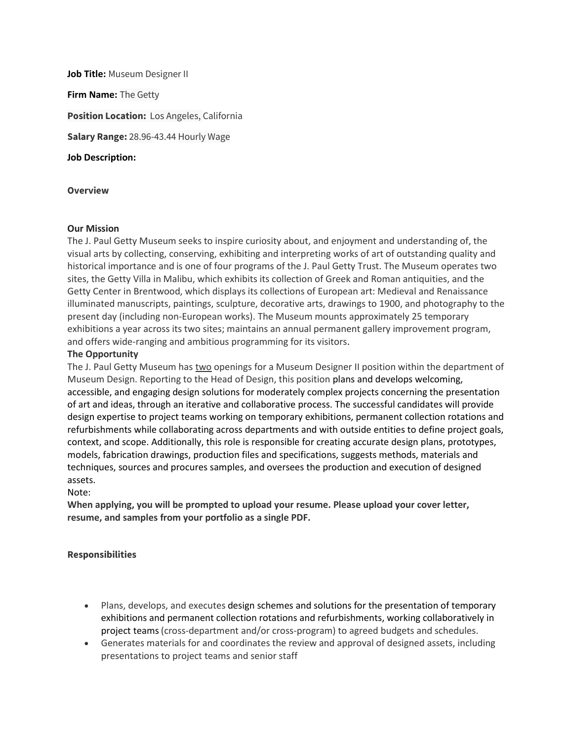**Job Title:** Museum Designer II

**Firm Name:** The Getty

**Position Location:** Los Angeles, California

**Salary Range:** 28.96-43.44 Hourly Wage

**Job Description:**

**Overview**

**Our Mission**

The J. Paul Getty Museum seeks to inspire curiosity about, and enjoyment and understanding of, the visual arts by collecting, conserving, exhibiting and interpreting works of art of outstanding quality and historical importance and is one of four programs of the J. Paul Getty Trust. The Museum operates two sites, the Getty Villa in Malibu, which exhibits its collection of Greek and Roman antiquities, and the Getty Center in Brentwood, which displays its collections of European art: Medieval and Renaissance illuminated manuscripts, paintings, sculpture, decorative arts, drawings to 1900, and photography to the present day (including non-European works). The Museum mounts approximately 25 temporary exhibitions a year across its two sites; maintains an annual permanent gallery improvement program, and offers wide-ranging and ambitious programming for its visitors.

**The Opportunity**

The J. Paul Getty Museum has <u>two</u> openings for a Museum Designer II position within the department of Museum Design. Reporting to the Head of Design, this position plans and develops welcoming, accessible, and engaging design solutions for moderately complex projects concerning the presentation of art and ideas, through an iterative and collaborative process. The successful candidates will provide design expertise to project teams working on temporary exhibitions, permanent collection rotations and refurbishments while collaborating across departments and with outside entities to define project goals, context, and scope. Additionally, this role is responsible for creating accurate design plans, prototypes, models, fabrication drawings, production files and specifications, suggests methods, materials and techniques, sources and procures samples, and oversees the production and execution of designed assets.

Note:

**When applying, you will be prompted to upload your resume. Please upload your cover letter, resume, and samples from your portfolio as a single PDF.**

**Responsibilities**

- Plans, develops, and executes design schemes and solutions for the presentation of temporary exhibitions and permanent collection rotations and refurbishments, working collaboratively in project teams (cross-department and/or cross-program) to agreed budgets and schedules.
- Generates materials for and coordinates the review and approval of designed assets, including presentations to project teams and senior staff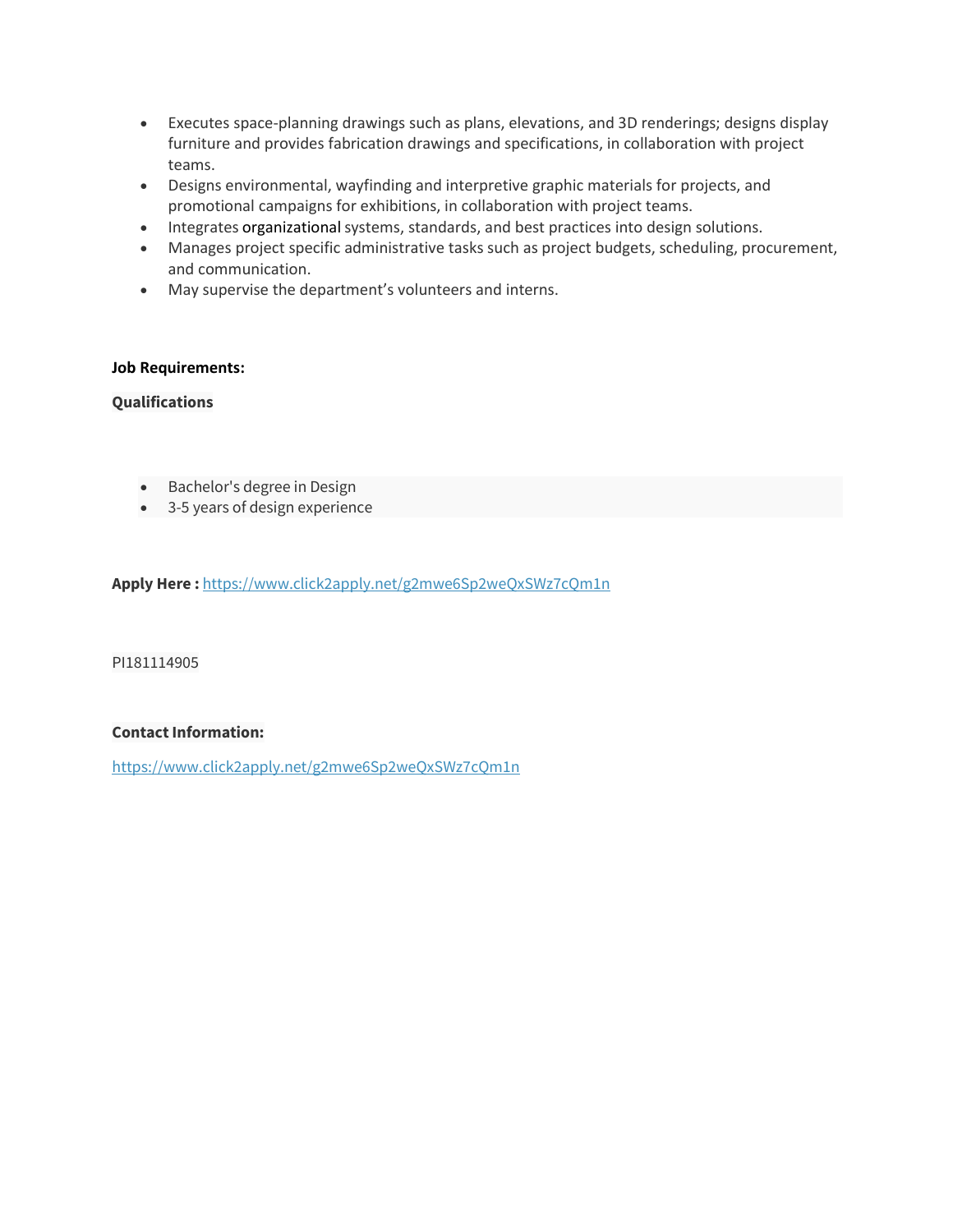- Executes space-planning drawings such as plans, elevations, and 3D renderings; designs display furniture and provides fabrication drawings and specifications, in collaboration with project teams.
- Designs environmental, wayfinding and interpretive graphic materials for projects, and promotional campaigns for exhibitions, in collaboration with project teams.
- Integrates organizational systems, standards, and best practices into design solutions.
- Manages project specific administrative tasks such as project budgets, scheduling, procurement, and communication.
- May supervise the department's volunteers and interns.

**Job Requirements:**

**Qualifications**

- Bachelor's degree in Design
- 3-5 years of design experience

**Apply Here :** https://www.click2apply.net/g2mwe6Sp2weQxSWz7cQm1n

PI181114905

**Contact Information:**

https://www.click2apply.net/g2mwe6Sp2weQxSWz7cQm1n